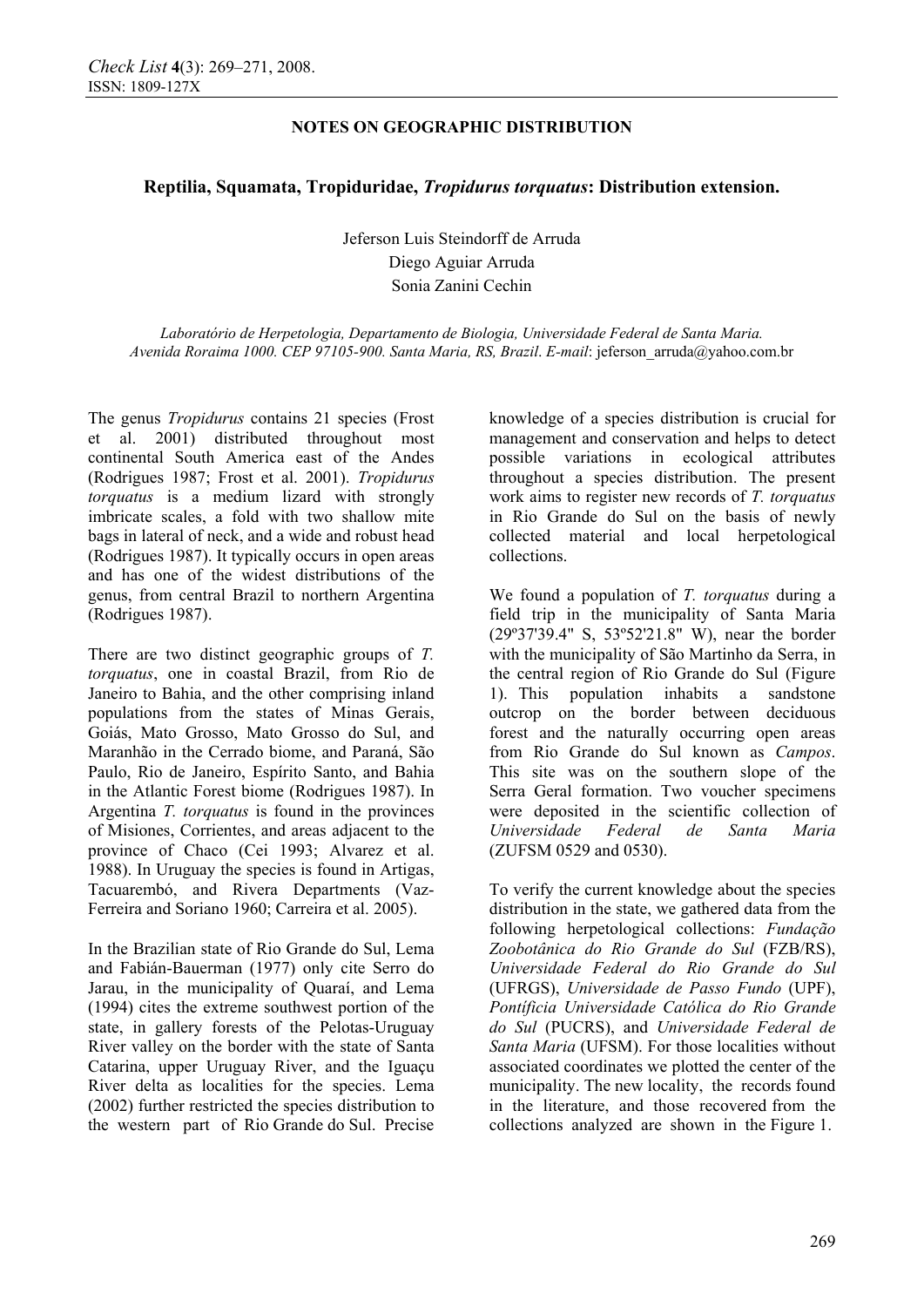**NOTES ON GEOGRAPHIC DISTRIBUTION**

# Reptilia, Squamata, Tropiduridae, *Tropidurus torquatus*: Distribution extension.

Jeferson Luis Steindorff de Arruda
Diego Aguiar Arruda
Sonia Zanini Cechin

*Laboratório de Herpetologia, Departamento de Biologia, Universidade Federal de Santa Maria. Avenida Roraima 1000. CEP 97105-900. Santa Maria, RS, Brazil. E-mail*: jeferson_arruda@yahoo.com.br

The genus *Tropidurus* contains 21 species (Frost et al. 2001) distributed throughout most continental South America east of the Andes (Rodrigues 1987; Frost et al. 2001). *Tropidurus torquatus* is a medium lizard with strongly imbricate scales, a fold with two shallow mite bags in lateral of neck, and a wide and robust head (Rodrigues 1987). It typically occurs in open areas and has one of the widest distributions of the genus, from central Brazil to northern Argentina (Rodrigues 1987).

There are two distinct geographic groups of *T. torquatus*, one in coastal Brazil, from Rio de Janeiro to Bahia, and the other comprising inland populations from the states of Minas Gerais, Goiás, Mato Grosso, Mato Grosso do Sul, and Maranhão in the Cerrado biome, and Paraná, São Paulo, Rio de Janeiro, Espírito Santo, and Bahia in the Atlantic Forest biome (Rodrigues 1987). In Argentina *T. torquatus* is found in the provinces of Misiones, Corrientes, and areas adjacent to the province of Chaco (Cei 1993; Alvarez et al. 1988). In Uruguay the species is found in Artigas, Tacuarembó, and Rivera Departments (Vaz-Ferreira and Soriano 1960; Carreira et al. 2005).

In the Brazilian state of Rio Grande do Sul, Lema and Fabián-Bauerman (1977) only cite Serro do Jarau, in the municipality of Quaraí, and Lema (1994) cites the extreme southwest portion of the state, in gallery forests of the Pelotas-Uruguay River valley on the border with the state of Santa Catarina, upper Uruguay River, and the Iguaçu River delta as localities for the species. Lema (2002) further restricted the species distribution to the western part of Rio Grande do Sul. Precise knowledge of a species distribution is crucial for management and conservation and helps to detect possible variations in ecological attributes throughout a species distribution. The present work aims to register new records of *T. torquatus* in Rio Grande do Sul on the basis of newly collected material and local herpetological collections.

We found a population of *T. torquatus* during a field trip in the municipality of Santa Maria (29º37'39.4" S, 53º52'21.8" W), near the border with the municipality of São Martinho da Serra, in the central region of Rio Grande do Sul (Figure 1). This population inhabits a sandstone outcrop on the border between deciduous forest and the naturally occurring open areas from Rio Grande do Sul known as *Campos*. This site was on the southern slope of the Serra Geral formation. Two voucher specimens were deposited in the scientific collection of *Universidade Federal de Santa Maria* (ZUFSM 0529 and 0530).

To verify the current knowledge about the species distribution in the state, we gathered data from the following herpetological collections: *Fundação Zoobotânica do Rio Grande do Sul* (FZB/RS), *Universidade Federal do Rio Grande do Sul* (UFRGS), *Universidade de Passo Fundo* (UPF), *Pontíficia Universidade Católica do Rio Grande do Sul* (PUCRS), and *Universidade Federal de Santa Maria* (UFSM). For those localities without associated coordinates we plotted the center of the municipality. The new locality, the records found in the literature, and those recovered from the collections analyzed are shown in the Figure 1.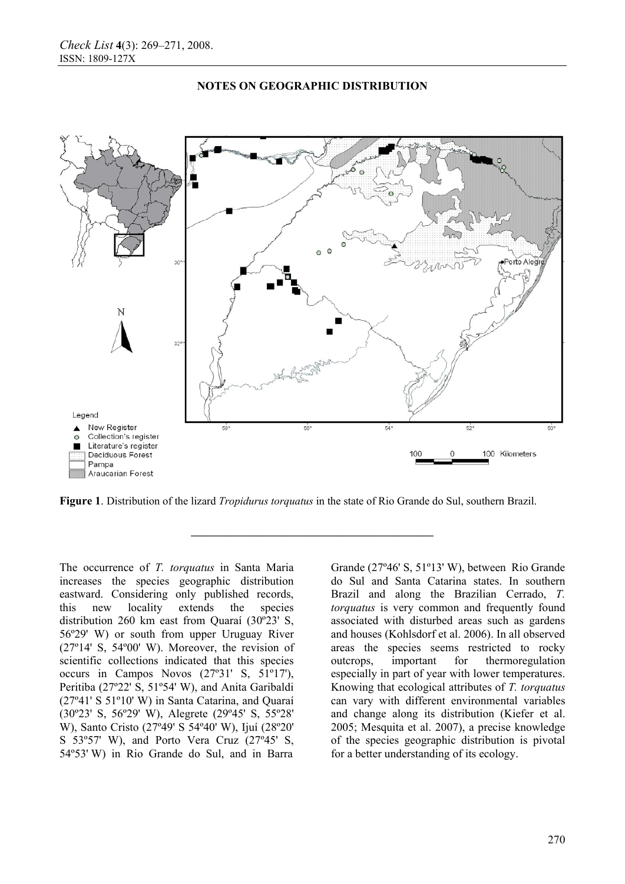## NOTES ON GEOGRAPHIC DISTRIBUTION

**Figure 1**. Distribution of the lizard *Tropidurus torquatus* in the state of Rio Grande do Sul, southern Brazil.

The occurrence of *T. torquatus* in Santa Maria increases the species geographic distribution eastward. Considering only published records, this new locality extends the species distribution 260 km east from Quaraí (30º23' S, 56º29' W) or south from upper Uruguay River (27º14' S, 54º00' W). Moreover, the revision of scientific collections indicated that this species occurs in Campos Novos (27º31' S, 51º17'), Peritiba (27º22' S, 51º54' W), and Anita Garibaldi (27º41' S 51º10' W) in Santa Catarina, and Quaraí (30º23' S, 56º29' W), Alegrete (29º45' S, 55º28' W), Santo Cristo (27º49' S 54º40' W), Ijuí (28º20' S 53º57' W), and Porto Vera Cruz (27º45' S, 54º53' W) in Rio Grande do Sul, and in Barra Grande (27º46' S, 51º13' W), between Rio Grande do Sul and Santa Catarina states. In southern Brazil and along the Brazilian Cerrado, *T. torquatus* is very common and frequently found associated with disturbed areas such as gardens and houses (Kohlsdorf et al. 2006). In all observed areas the species seems restricted to rocky outcrops, important for thermoregulation especially in part of year with lower temperatures. Knowing that ecological attributes of *T. torquatus* can vary with different environmental variables and change along its distribution (Kiefer et al. 2005; Mesquita et al. 2007), a precise knowledge of the species geographic distribution is pivotal for a better understanding of its ecology.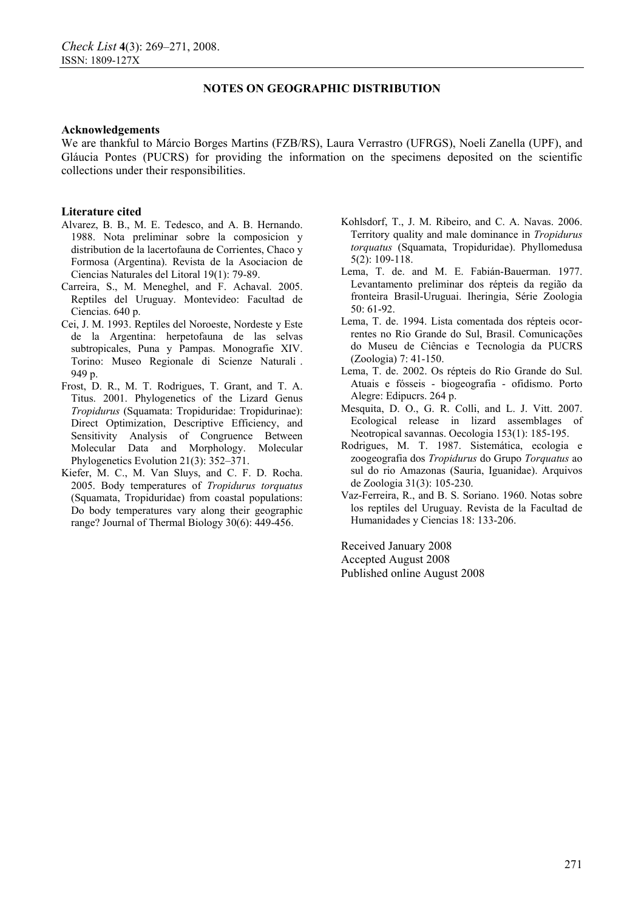**NOTES ON GEOGRAPHIC DISTRIBUTION**

## Acknowledgements

We are thankful to Márcio Borges Martins (FZB/RS), Laura Verrastro (UFRGS), Noeli Zanella (UPF), and Gláucia Pontes (PUCRS) for providing the information on the specimens deposited on the scientific collections under their responsibilities.

## Literature cited

Alvarez, B. B., M. E. Tedesco, and A. B. Hernando. 1988. Nota preliminar sobre la composicion y distribution de la lacertofauna de Corrientes, Chaco y Formosa (Argentina). Revista de la Asociacion de Ciencias Naturales del Litoral 19(1): 79-89.

Carreira, S., M. Meneghel, and F. Achaval. 2005. Reptiles del Uruguay. Montevideo: Facultad de Ciencias. 640 p.

Cei, J. M. 1993. Reptiles del Noroeste, Nordeste y Este de la Argentina: herpetofauna de las selvas subtropicales, Puna y Pampas. Monografie XIV. Torino: Museo Regionale di Scienze Naturali . 949 p.

Frost, D. R., M. T. Rodrigues, T. Grant, and T. A. Titus. 2001. Phylogenetics of the Lizard Genus *Tropidurus* (Squamata: Tropiduridae: Tropidurinae): Direct Optimization, Descriptive Efficiency, and Sensitivity Analysis of Congruence Between Molecular Data and Morphology. Molecular Phylogenetics Evolution 21(3): 352–371.

Kiefer, M. C., M. Van Sluys, and C. F. D. Rocha. 2005. Body temperatures of *Tropidurus torquatus* (Squamata, Tropiduridae) from coastal populations: Do body temperatures vary along their geographic range? Journal of Thermal Biology 30(6): 449-456.

Kohlsdorf, T., J. M. Ribeiro, and C. A. Navas. 2006. Territory quality and male dominance in *Tropidurus torquatus* (Squamata, Tropiduridae). Phyllomedusa 5(2): 109-118.

Lema, T. de. and M. E. Fabián-Bauerman. 1977. Levantamento preliminar dos répteis da região da fronteira Brasil-Uruguai. Iheringia, Série Zoologia 50: 61-92.

Lema, T. de. 1994. Lista comentada dos répteis ocorrentes no Rio Grande do Sul, Brasil. Comunicações do Museu de Ciências e Tecnologia da PUCRS (Zoologia) 7: 41-150.

Lema, T. de. 2002. Os répteis do Rio Grande do Sul. Atuais e fósseis - biogeografia - ofidismo. Porto Alegre: Edipucrs. 264 p.

Mesquita, D. O., G. R. Colli, and L. J. Vitt. 2007. Ecological release in lizard assemblages of Neotropical savannas. Oecologia 153(1): 185-195.

Rodrigues, M. T. 1987. Sistemática, ecologia e zoogeografia dos *Tropidurus* do Grupo *Torquatus* ao sul do rio Amazonas (Sauria, Iguanidae). Arquivos de Zoologia 31(3): 105-230.

Vaz-Ferreira, R., and B. S. Soriano. 1960. Notas sobre los reptiles del Uruguay. Revista de la Facultad de Humanidades y Ciencias 18: 133-206.

Received January 2008
Accepted August 2008
Published online August 2008